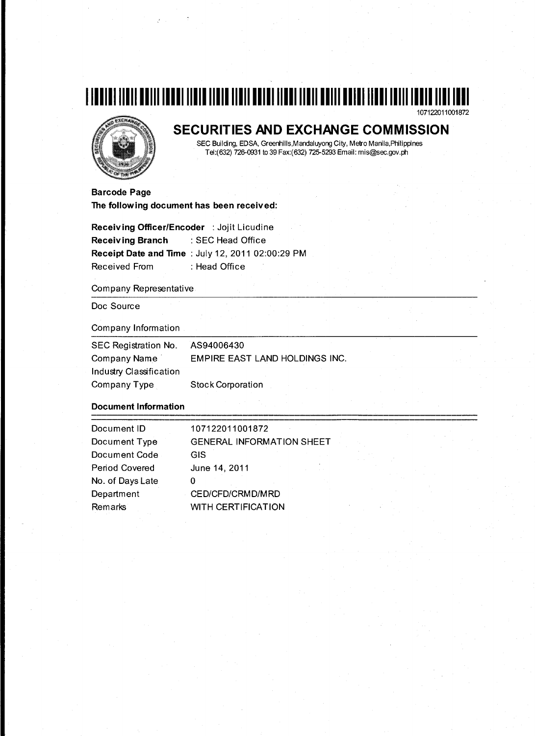107122011001872

# SECURITIES AND EXCHANGE COMMISSION

SEC Building, EDSA, Greenhills, Mandaluyong City, Metro Manila, Philippines
Tel:(632) 726-0931 to 39 Fax:(632) 725-5293 Email: mis@sec.gov.ph

**Barcode Page**

**The following document has been received:**

**Receiving Officer/Encoder** : Jojit Licudine
**Receiving Branch** : SEC Head Office
**Receipt Date and Time** : July 12, 2011 02:00:29 PM
Received From : Head Office

Company Representative

Doc Source

Company Information

| | |
|---|---|
| SEC Registration No. | AS94006430 |
| Company Name | EMPIRE EAST LAND HOLDINGS INC. |
| Industry Classification | |
| Company Type | Stock Corporation |

**Document Information**

| | |
|---|---|
| Document ID | 107122011001872 |
| Document Type | GENERAL INFORMATION SHEET |
| Document Code | GIS |
| Period Covered | June 14, 2011 |
| No. of Days Late | 0 |
| Department | CED/CFD/CRMD/MRD |
| Remarks | WITH CERTIFICATION |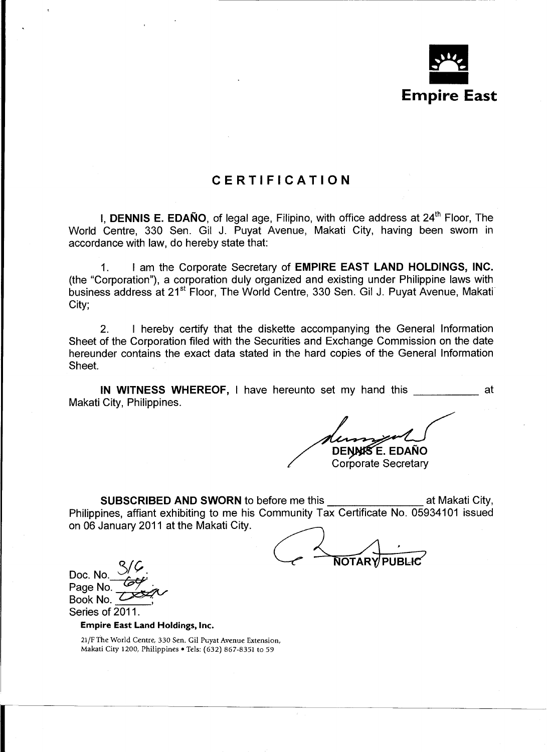**Empire East**

# CERTIFICATION

I, **DENNIS E. EDAÑO**, of legal age, Filipino, with office address at 24th Floor, The World Centre, 330 Sen. Gil J. Puyat Avenue, Makati City, having been sworn in accordance with law, do hereby state that:

1. I am the Corporate Secretary of **EMPIRE EAST LAND HOLDINGS, INC.** (the "Corporation"), a corporation duly organized and existing under Philippine laws with business address at 21st Floor, The World Centre, 330 Sen. Gil J. Puyat Avenue, Makati City;

2. I hereby certify that the diskette accompanying the General Information Sheet of the Corporation filed with the Securities and Exchange Commission on the date hereunder contains the exact data stated in the hard copies of the General Information Sheet.

**IN WITNESS WHEREOF,** I have hereunto set my hand this ___________ at Makati City, Philippines.

DENNIS E. EDAÑO
Corporate Secretary

**SUBSCRIBED AND SWORN** to before me this _______________ at Makati City, Philippines, affiant exhibiting to me his Community Tax Certificate No. 05934101 issued on 06 January 2011 at the Makati City.

NOTARY PUBLIC

Doc. No. 316;
Page No. 64;
Book No. ____;
Series of 2011.

**Empire East Land Holdings, Inc.**

21/F The World Centre, 330 Sen. Gil Puyat Avenue Extension, Makati City 1200, Philippines • Tels: (632) 867-8351 to 59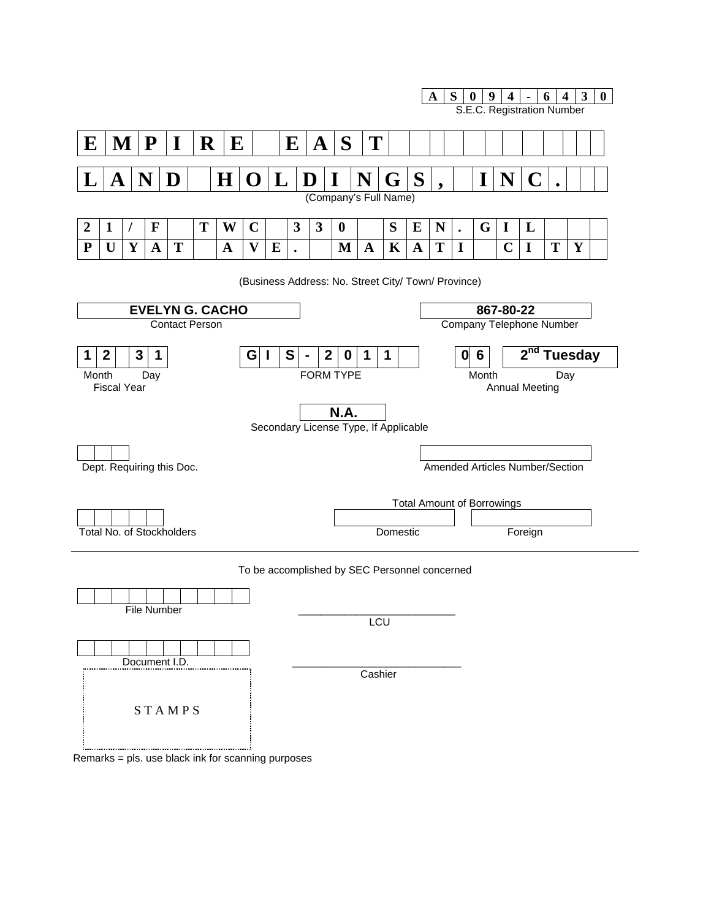**AS094-6430**
S.E.C. Registration Number

**EMPIRE EAST LAND HOLDINGS, INC.**
(Company's Full Name)

**21/F TWC 330 SEN. GIL PUYAT AVE. MAKATI CITY**

(Business Address: No. Street City/ Town/ Province)

| **EVELYN G. CACHO** | **867-80-22** |
|---|---|
| Contact Person | Company Telephone Number |

| **12 31** | **GIS-2011** | **06** | **2nd Tuesday** |
|---|---|---|---|
| Month Day | FORM TYPE | Month | Day |
| Fiscal Year | | Annual Meeting | |

**N.A.**
Secondary License Type, If Applicable

Dept. Requiring this Doc.

Amended Articles Number/Section

Total Amount of Borrowings

Total No. of Stockholders

Domestic

Foreign

---

To be accomplished by SEC Personnel concerned

File Number

LCU

Document I.D.

Cashier

STAMPS

Remarks = pls. use black ink for scanning purposes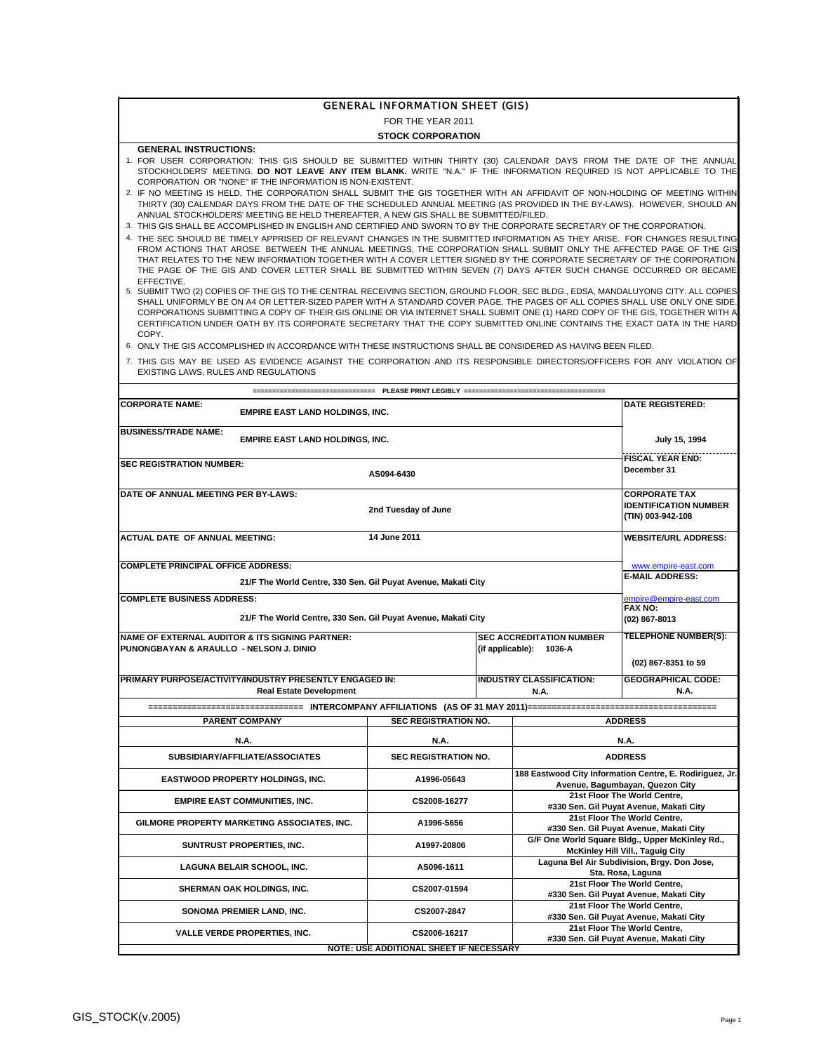# GENERAL INFORMATION SHEET (GIS)

FOR THE YEAR 2011

**STOCK CORPORATION**

**GENERAL INSTRUCTIONS:**

1. FOR USER CORPORATION: THIS GIS SHOULD BE SUBMITTED WITHIN THIRTY (30) CALENDAR DAYS FROM THE DATE OF THE ANNUAL STOCKHOLDERS' MEETING. **DO NOT LEAVE ANY ITEM BLANK.** WRITE "N.A." IF THE INFORMATION REQUIRED IS NOT APPLICABLE TO THE CORPORATION OR "NONE" IF THE INFORMATION IS NON-EXISTENT.
2. IF NO MEETING IS HELD, THE CORPORATION SHALL SUBMIT THE GIS TOGETHER WITH AN AFFIDAVIT OF NON-HOLDING OF MEETING WITHIN THIRTY (30) CALENDAR DAYS FROM THE DATE OF THE SCHEDULED ANNUAL MEETING (AS PROVIDED IN THE BY-LAWS). HOWEVER, SHOULD AN ANNUAL STOCKHOLDERS' MEETING BE HELD THEREAFTER, A NEW GIS SHALL BE SUBMITTED/FILED.
3. THIS GIS SHALL BE ACCOMPLISHED IN ENGLISH AND CERTIFIED AND SWORN TO BY THE CORPORATE SECRETARY OF THE CORPORATION.
4. THE SEC SHOULD BE TIMELY APPRISED OF RELEVANT CHANGES IN THE SUBMITTED INFORMATION AS THEY ARISE. FOR CHANGES RESULTING FROM ACTIONS THAT AROSE BETWEEN THE ANNUAL MEETINGS, THE CORPORATION SHALL SUBMIT ONLY THE AFFECTED PAGE OF THE GIS THAT RELATES TO THE NEW INFORMATION TOGETHER WITH A COVER LETTER SIGNED BY THE CORPORATE SECRETARY OF THE CORPORATION. THE PAGE OF THE GIS AND COVER LETTER SHALL BE SUBMITTED WITHIN SEVEN (7) DAYS AFTER SUCH CHANGE OCCURRED OR BECAME EFFECTIVE.
5. SUBMIT TWO (2) COPIES OF THE GIS TO THE CENTRAL RECEIVING SECTION, GROUND FLOOR, SEC BLDG., EDSA, MANDALUYONG CITY. ALL COPIES SHALL UNIFORMLY BE ON A4 OR LETTER-SIZED PAPER WITH A STANDARD COVER PAGE. THE PAGES OF ALL COPIES SHALL USE ONLY ONE SIDE. CORPORATIONS SUBMITTING A COPY OF THEIR GIS ONLINE OR VIA INTERNET SHALL SUBMIT ONE (1) HARD COPY OF THE GIS, TOGETHER WITH A CERTIFICATION UNDER OATH BY ITS CORPORATE SECRETARY THAT THE COPY SUBMITTED ONLINE CONTAINS THE EXACT DATA IN THE HARD COPY.
6. ONLY THE GIS ACCOMPLISHED IN ACCORDANCE WITH THESE INSTRUCTIONS SHALL BE CONSIDERED AS HAVING BEEN FILED.
7. THIS GIS MAY BE USED AS EVIDENCE AGAINST THE CORPORATION AND ITS RESPONSIBLE DIRECTORS/OFFICERS FOR ANY VIOLATION OF EXISTING LAWS, RULES AND REGULATIONS

============================== PLEASE PRINT LEGIBLY ==============================

| | | |
|---|---|---|
| **CORPORATE NAME:** EMPIRE EAST LAND HOLDINGS, INC. | | **DATE REGISTERED:** |
| **BUSINESS/TRADE NAME:** EMPIRE EAST LAND HOLDINGS, INC. | | July 15, 1994 |
| **SEC REGISTRATION NUMBER:** AS094-6430 | | **FISCAL YEAR END:** December 31 |
| **DATE OF ANNUAL MEETING PER BY-LAWS:** 2nd Tuesday of June | | **CORPORATE TAX IDENTIFICATION NUMBER (TIN)** 003-942-108 |
| **ACTUAL DATE OF ANNUAL MEETING:** 14 June 2011 | | **WEBSITE/URL ADDRESS:** www.empire-east.com |
| **COMPLETE PRINCIPAL OFFICE ADDRESS:** 21/F The World Centre, 330 Sen. Gil Puyat Avenue, Makati City | | **E-MAIL ADDRESS:** empire@empire-east.com |
| **COMPLETE BUSINESS ADDRESS:** 21/F The World Centre, 330 Sen. Gil Puyat Avenue, Makati City | | **FAX NO:** (02) 867-8013 |
| **NAME OF EXTERNAL AUDITOR & ITS SIGNING PARTNER:** PUNONGBAYAN & ARAULLO - NELSON J. DINIO | **SEC ACCREDITATION NUMBER (if applicable):** 1036-A | **TELEPHONE NUMBER(S):** (02) 867-8351 to 59 |
| **PRIMARY PURPOSE/ACTIVITY/INDUSTRY PRESENTLY ENGAGED IN:** Real Estate Development | **INDUSTRY CLASSIFICATION:** N.A. | **GEOGRAPHICAL CODE:** N.A. |

============================== INTERCOMPANY AFFILIATIONS (AS OF 31 MAY 2011) ==============================

| PARENT COMPANY | SEC REGISTRATION NO. | ADDRESS |
|---|---|---|
| N.A. | N.A. | N.A. |
| **SUBSIDIARY/AFFILIATE/ASSOCIATES** | **SEC REGISTRATION NO.** | **ADDRESS** |
| EASTWOOD PROPERTY HOLDINGS, INC. | A1996-05643 | 188 Eastwood City Information Centre, E. Rodiriguez, Jr. Avenue, Bagumbayan, Quezon City |
| EMPIRE EAST COMMUNITIES, INC. | CS2008-16277 | 21st Floor The World Centre, #330 Sen. Gil Puyat Avenue, Makati City |
| GILMORE PROPERTY MARKETING ASSOCIATES, INC. | A1996-5656 | 21st Floor The World Centre, #330 Sen. Gil Puyat Avenue, Makati City |
| SUNTRUST PROPERTIES, INC. | A1997-20806 | G/F One World Square Bldg., Upper McKinley Rd., McKinley Hill Vill., Taguig City |
| LAGUNA BELAIR SCHOOL, INC. | AS096-1611 | Laguna Bel Air Subdivision, Brgy. Don Jose, Sta. Rosa, Laguna |
| SHERMAN OAK HOLDINGS, INC. | CS2007-01594 | 21st Floor The World Centre, #330 Sen. Gil Puyat Avenue, Makati City |
| SONOMA PREMIER LAND, INC. | CS2007-2847 | 21st Floor The World Centre, #330 Sen. Gil Puyat Avenue, Makati City |
| VALLE VERDE PROPERTIES, INC. | CS2006-16217 | 21st Floor The World Centre, #330 Sen. Gil Puyat Avenue, Makati City |

**NOTE: USE ADDITIONAL SHEET IF NECESSARY**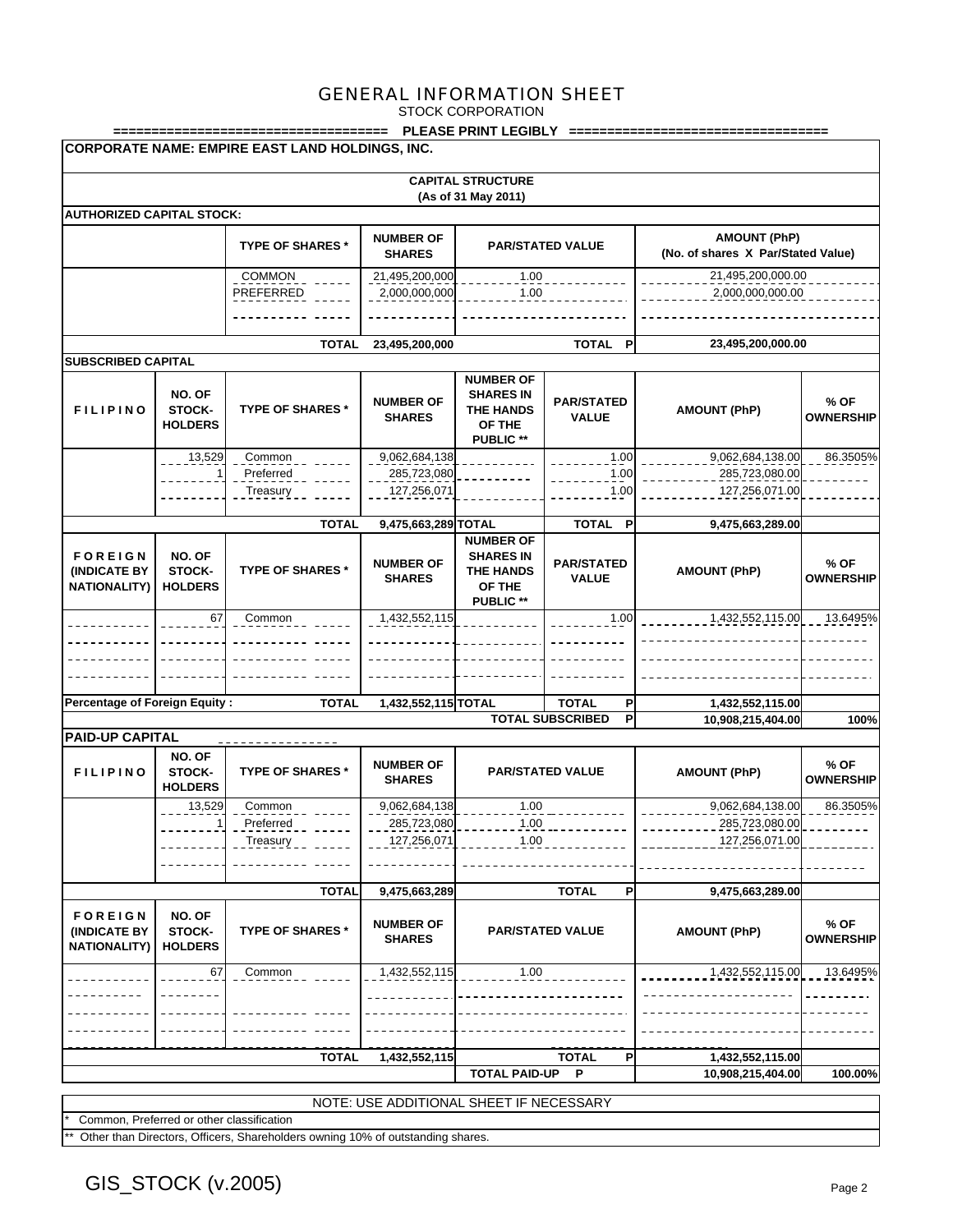# GENERAL INFORMATION SHEET

STOCK CORPORATION

=================================== PLEASE PRINT LEGIBLY =================================

**CORPORATE NAME: EMPIRE EAST LAND HOLDINGS, INC.**

**CAPITAL STRUCTURE**
**(As of 31 May 2011)**

**AUTHORIZED CAPITAL STOCK:**

| | TYPE OF SHARES * | NUMBER OF SHARES | PAR/STATED VALUE | AMOUNT (PhP) (No. of shares X Par/Stated Value) |
|---|---|---|---|---|
| | COMMON | 21,495,200,000 | 1.00 | 21,495,200,000.00 |
| | PREFERRED | 2,000,000,000 | 1.00 | 2,000,000,000.00 |
| | **TOTAL** | **23,495,200,000** | **TOTAL P** | **23,495,200,000.00** |

**SUBSCRIBED CAPITAL**

| FILIPINO | NO. OF STOCK-HOLDERS | TYPE OF SHARES * | NUMBER OF SHARES | NUMBER OF SHARES IN THE HANDS OF THE PUBLIC ** | PAR/STATED VALUE | AMOUNT (PhP) | % OF OWNERSHIP |
|---|---|---|---|---|---|---|---|
| | 13,529 | Common | 9,062,684,138 | | 1.00 | 9,062,684,138.00 | 86.3505% |
| | 1 | Preferred | 285,723,080 | | 1.00 | 285,723,080.00 | |
| | | Treasury | 127,256,071 | | 1.00 | 127,256,071.00 | |
| | | **TOTAL** | **9,475,663,289** | **TOTAL** | **TOTAL P** | **9,475,663,289.00** | |

| FOREIGN (INDICATE BY NATIONALITY) | NO. OF STOCK-HOLDERS | TYPE OF SHARES * | NUMBER OF SHARES | NUMBER OF SHARES IN THE HANDS OF THE PUBLIC ** | PAR/STATED VALUE | AMOUNT (PhP) | % OF OWNERSHIP |
|---|---|---|---|---|---|---|---|
| | 67 | Common | 1,432,552,115 | | 1.00 | 1,432,552,115.00 | 13.6495% |
| **Percentage of Foreign Equity :** | | **TOTAL** | **1,432,552,115** | **TOTAL** | **TOTAL P** | **1,432,552,115.00** | |
| | | | | | **TOTAL SUBSCRIBED P** | **10,908,215,404.00** | **100%** |

**PAID-UP CAPITAL**

| FILIPINO | NO. OF STOCK-HOLDERS | TYPE OF SHARES * | NUMBER OF SHARES | PAR/STATED VALUE | AMOUNT (PhP) | % OF OWNERSHIP |
|---|---|---|---|---|---|---|
| | 13,529 | Common | 9,062,684,138 | 1.00 | 9,062,684,138.00 | 86.3505% |
| | 1 | Preferred | 285,723,080 | 1.00 | 285,723,080.00 | |
| | | Treasury | 127,256,071 | 1.00 | 127,256,071.00 | |
| | | **TOTAL** | **9,475,663,289** | **TOTAL P** | **9,475,663,289.00** | |

| FOREIGN (INDICATE BY NATIONALITY) | NO. OF STOCK-HOLDERS | TYPE OF SHARES * | NUMBER OF SHARES | PAR/STATED VALUE | AMOUNT (PhP) | % OF OWNERSHIP |
|---|---|---|---|---|---|---|
| | 67 | Common | 1,432,552,115 | 1.00 | 1,432,552,115.00 | 13.6495% |
| | | **TOTAL** | **1,432,552,115** | **TOTAL P** | **1,432,552,115.00** | |
| | | | | **TOTAL PAID-UP P** | **10,908,215,404.00** | **100.00%** |

NOTE: USE ADDITIONAL SHEET IF NECESSARY

\* Common, Preferred or other classification

** Other than Directors, Officers, Shareholders owning 10% of outstanding shares.

GIS_STOCK (v.2005)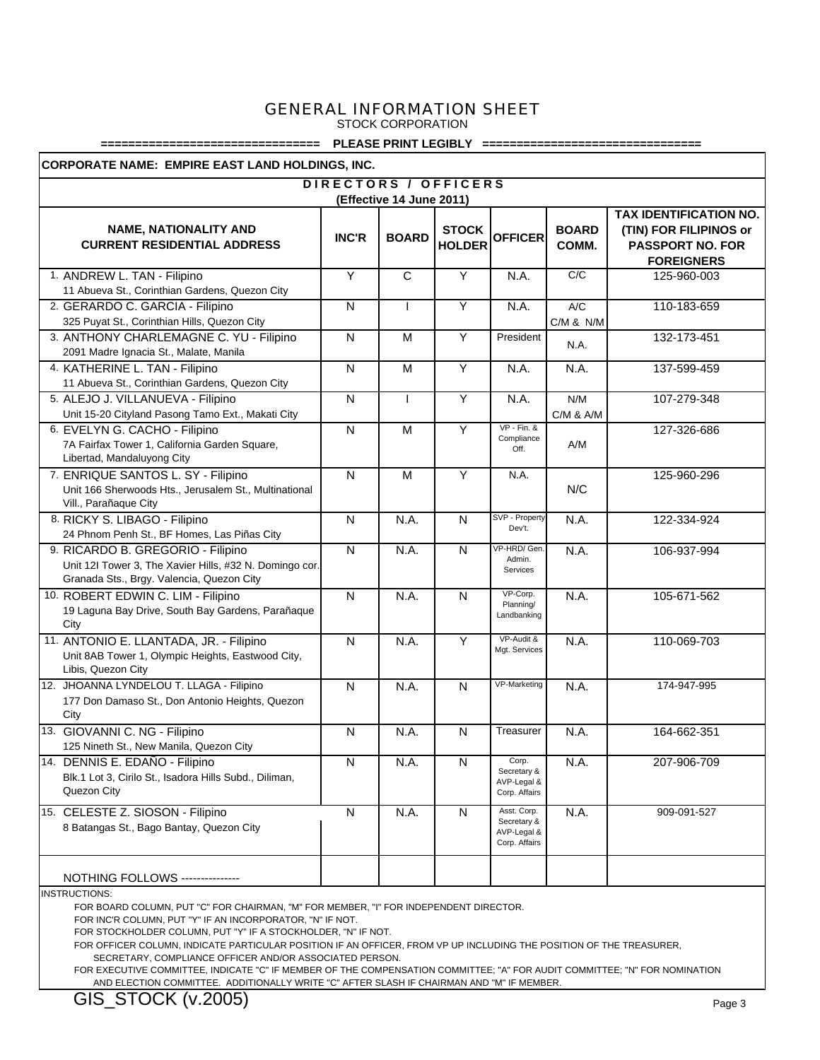# GENERAL INFORMATION SHEET

STOCK CORPORATION

=============================== PLEASE PRINT LEGIBLY ===============================

**CORPORATE NAME: EMPIRE EAST LAND HOLDINGS, INC.**

**DIRECTORS / OFFICERS**

**(Effective 14 June 2011)**

| NAME, NATIONALITY AND CURRENT RESIDENTIAL ADDRESS | INC'R | BOARD | STOCK HOLDER | OFFICER | BOARD COMM. | TAX IDENTIFICATION NO. (TIN) FOR FILIPINOS or PASSPORT NO. FOR FOREIGNERS |
|---|---|---|---|---|---|---|
| 1. ANDREW L. TAN - Filipino<br>11 Abueva St., Corinthian Gardens, Quezon City | Y | C | Y | N.A. | C/C | 125-960-003 |
| 2. GERARDO C. GARCIA - Filipino<br>325 Puyat St., Corinthian Hills, Quezon City | N | I | Y | N.A. | A/C<br>C/M & N/M | 110-183-659 |
| 3. ANTHONY CHARLEMAGNE C. YU - Filipino<br>2091 Madre Ignacia St., Malate, Manila | N | M | Y | President | N.A. | 132-173-451 |
| 4. KATHERINE L. TAN - Filipino<br>11 Abueva St., Corinthian Gardens, Quezon City | N | M | Y | N.A. | N.A. | 137-599-459 |
| 5. ALEJO J. VILLANUEVA - Filipino<br>Unit 15-20 Cityland Pasong Tamo Ext., Makati City | N | I | Y | N.A. | N/M<br>C/M & A/M | 107-279-348 |
| 6. EVELYN G. CACHO - Filipino<br>7A Fairfax Tower 1, California Garden Square, Libertad, Mandaluyong City | N | M | Y | VP - Fin. & Compliance Off. | A/M | 127-326-686 |
| 7. ENRIQUE SANTOS L. SY - Filipino<br>Unit 166 Sherwoods Hts., Jerusalem St., Multinational Vill., Parañaque City | N | M | Y | N.A. | N/C | 125-960-296 |
| 8. RICKY S. LIBAGO - Filipino<br>24 Phnom Penh St., BF Homes, Las Piñas City | N | N.A. | N | SVP - Property Dev't. | N.A. | 122-334-924 |
| 9. RICARDO B. GREGORIO - Filipino<br>Unit 12I Tower 3, The Xavier Hills, #32 N. Domingo cor. Granada Sts., Brgy. Valencia, Quezon City | N | N.A. | N | VP-HRD/ Gen. Admin. Services | N.A. | 106-937-994 |
| 10. ROBERT EDWIN C. LIM - Filipino<br>19 Laguna Bay Drive, South Bay Gardens, Parañaque City | N | N.A. | N | VP-Corp. Planning/ Landbanking | N.A. | 105-671-562 |
| 11. ANTONIO E. LLANTADA, JR. - Filipino<br>Unit 8AB Tower 1, Olympic Heights, Eastwood City, Libis, Quezon City | N | N.A. | Y | VP-Audit & Mgt. Services | N.A. | 110-069-703 |
| 12. JHOANNA LYNDELOU T. LLAGA - Filipino<br>177 Don Damaso St., Don Antonio Heights, Quezon City | N | N.A. | N | VP-Marketing | N.A. | 174-947-995 |
| 13. GIOVANNI C. NG - Filipino<br>125 Nineth St., New Manila, Quezon City | N | N.A. | N | Treasurer | N.A. | 164-662-351 |
| 14. DENNIS E. EDAÑO - Filipino<br>Blk.1 Lot 3, Cirilo St., Isadora Hills Subd., Diliman, Quezon City | N | N.A. | N | Corp. Secretary & AVP-Legal & Corp. Affairs | N.A. | 207-906-709 |
| 15. CELESTE Z. SIOSON - Filipino<br>8 Batangas St., Bago Bantay, Quezon City | N | N.A. | N | Asst. Corp. Secretary & AVP-Legal & Corp. Affairs | N.A. | 909-091-527 |
| NOTHING FOLLOWS --------------- | | | | | | |

INSTRUCTIONS:

FOR BOARD COLUMN, PUT "C" FOR CHAIRMAN, "M" FOR MEMBER, "I" FOR INDEPENDENT DIRECTOR.

FOR INC'R COLUMN, PUT "Y" IF AN INCORPORATOR, "N" IF NOT.

FOR STOCKHOLDER COLUMN, PUT "Y" IF A STOCKHOLDER, "N" IF NOT.

FOR OFFICER COLUMN, INDICATE PARTICULAR POSITION IF AN OFFICER, FROM VP UP INCLUDING THE POSITION OF THE TREASURER, SECRETARY, COMPLIANCE OFFICER AND/OR ASSOCIATED PERSON.

FOR EXECUTIVE COMMITTEE, INDICATE "C" IF MEMBER OF THE COMPENSATION COMMITTEE; "A" FOR AUDIT COMMITTEE; "N" FOR NOMINATION AND ELECTION COMMITTEE. ADDITIONALLY WRITE "C" AFTER SLASH IF CHAIRMAN AND "M" IF MEMBER.

GIS_STOCK (v.2005)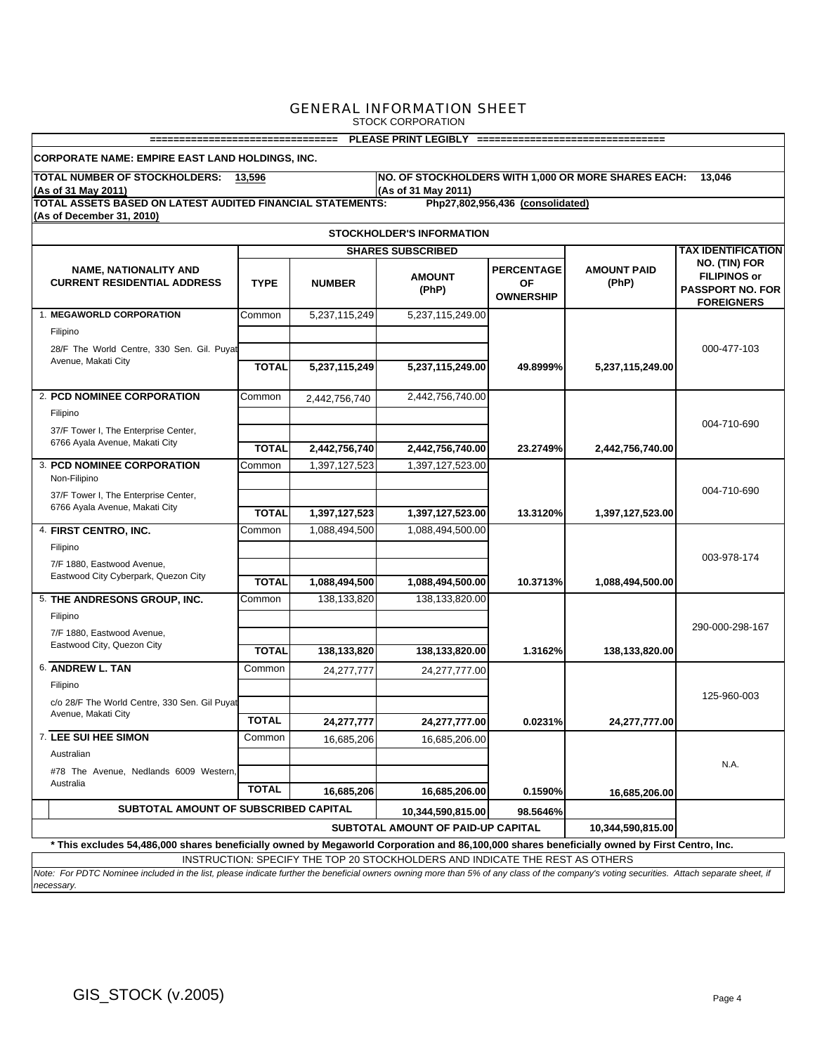# GENERAL INFORMATION SHEET

STOCK CORPORATION

=============================== PLEASE PRINT LEGIBLY ===============================

**CORPORATE NAME: EMPIRE EAST LAND HOLDINGS, INC.**

**TOTAL NUMBER OF STOCKHOLDERS: 13,596** (As of 31 May 2011)

**NO. OF STOCKHOLDERS WITH 1,000 OR MORE SHARES EACH: 13,046** (As of 31 May 2011)

**TOTAL ASSETS BASED ON LATEST AUDITED FINANCIAL STATEMENTS: Php27,802,956,436 (consolidated)** (As of December 31, 2010)

## STOCKHOLDER'S INFORMATION

| NAME, NATIONALITY AND CURRENT RESIDENTIAL ADDRESS | SHARES SUBSCRIBED | | | PERCENTAGE OF OWNERSHIP | AMOUNT PAID (PhP) | TAX IDENTIFICATION NO. (TIN) FOR FILIPINOS or PASSPORT NO. FOR FOREIGNERS |
|---|---|---|---|---|---|---|
| | TYPE | NUMBER | AMOUNT (PhP) | | | |
| 1. **MEGAWORLD CORPORATION**<br>Filipino<br>28/F The World Centre, 330 Sen. Gil. Puyat Avenue, Makati City | Common | 5,237,115,249 | 5,237,115,249.00 | | | 000-477-103 |
| | **TOTAL** | **5,237,115,249** | **5,237,115,249.00** | **49.8999%** | **5,237,115,249.00** | |
| 2. **PCD NOMINEE CORPORATION**<br>Filipino<br>37/F Tower I, The Enterprise Center, 6766 Ayala Avenue, Makati City | Common | 2,442,756,740 | 2,442,756,740.00 | | | 004-710-690 |
| | **TOTAL** | **2,442,756,740** | **2,442,756,740.00** | **23.2749%** | **2,442,756,740.00** | |
| 3. **PCD NOMINEE CORPORATION**<br>Non-Filipino<br>37/F Tower I, The Enterprise Center, 6766 Ayala Avenue, Makati City | Common | 1,397,127,523 | 1,397,127,523.00 | | | 004-710-690 |
| | **TOTAL** | **1,397,127,523** | **1,397,127,523.00** | **13.3120%** | **1,397,127,523.00** | |
| 4. **FIRST CENTRO, INC.**<br>Filipino<br>7/F 1880, Eastwood Avenue, Eastwood City Cyberpark, Quezon City | Common | 1,088,494,500 | 1,088,494,500.00 | | | 003-978-174 |
| | **TOTAL** | **1,088,494,500** | **1,088,494,500.00** | **10.3713%** | **1,088,494,500.00** | |
| 5. **THE ANDRESONS GROUP, INC.**<br>Filipino<br>7/F 1880, Eastwood Avenue, Eastwood City, Quezon City | Common | 138,133,820 | 138,133,820.00 | | | 290-000-298-167 |
| | **TOTAL** | **138,133,820** | **138,133,820.00** | **1.3162%** | **138,133,820.00** | |
| 6. **ANDREW L. TAN**<br>Filipino<br>c/o 28/F The World Centre, 330 Sen. Gil Puyat Avenue, Makati City | Common | 24,277,777 | 24,277,777.00 | | | 125-960-003 |
| | **TOTAL** | **24,277,777** | **24,277,777.00** | **0.0231%** | **24,277,777.00** | |
| 7. **LEE SUI HEE SIMON**<br>Australian<br>#78 The Avenue, Nedlands 6009 Western, Australia | Common | 16,685,206 | 16,685,206.00 | | | N.A. |
| | **TOTAL** | **16,685,206** | **16,685,206.00** | **0.1590%** | **16,685,206.00** | |
| **SUBTOTAL AMOUNT OF SUBSCRIBED CAPITAL** | | | **10,344,590,815.00** | **98.5646%** | | |
| **SUBTOTAL AMOUNT OF PAID-UP CAPITAL** | | | | | **10,344,590,815.00** | |

**\* This excludes 54,486,000 shares beneficially owned by Megaworld Corporation and 86,100,000 shares beneficially owned by First Centro, Inc.**

INSTRUCTION: SPECIFY THE TOP 20 STOCKHOLDERS AND INDICATE THE REST AS OTHERS

*Note: For PDTC Nominee included in the list, please indicate further the beneficial owners owning more than 5% of any class of the company's voting securities. Attach separate sheet, if necessary.*

GIS_STOCK (v.2005)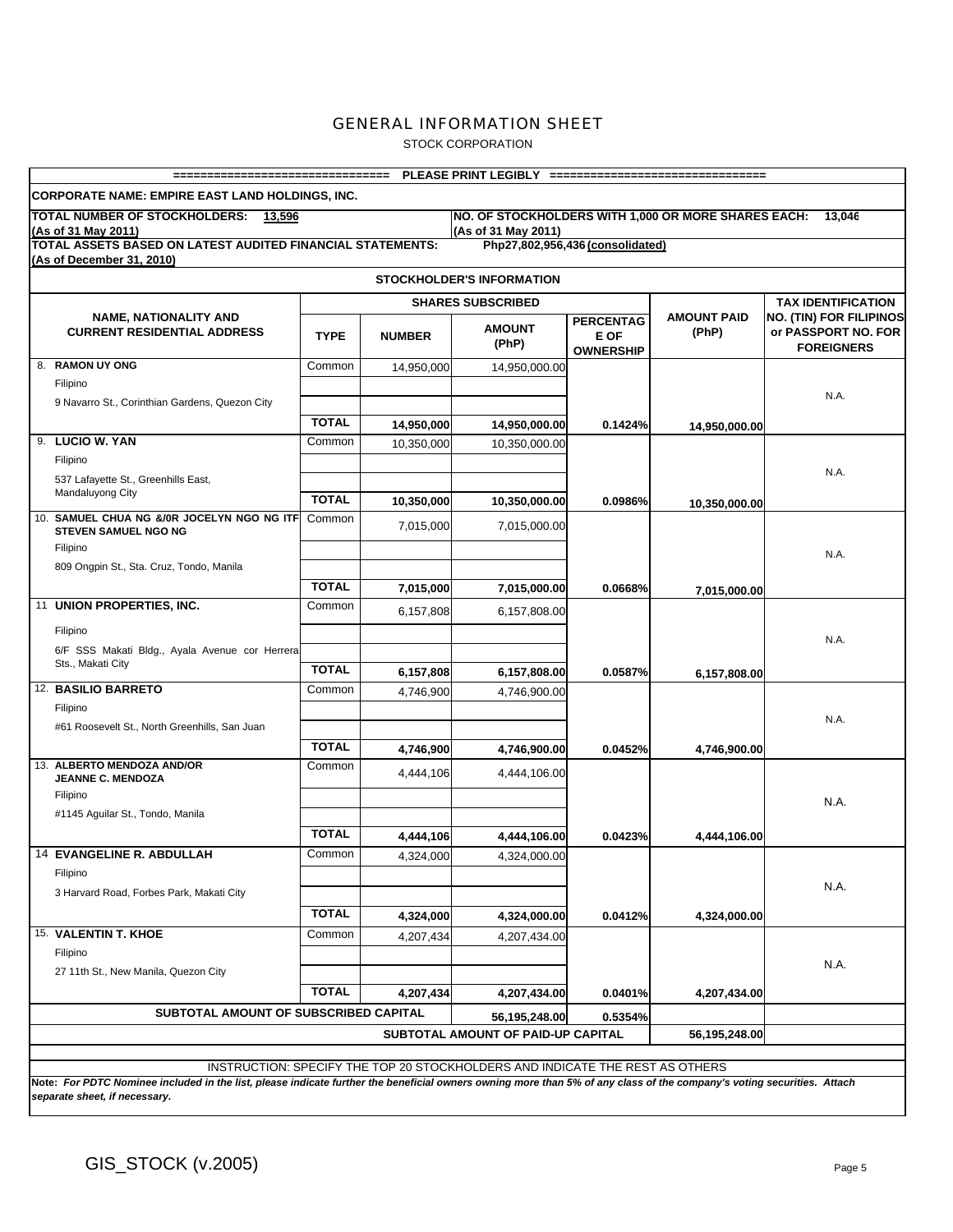# GENERAL INFORMATION SHEET

STOCK CORPORATION

=============================== PLEASE PRINT LEGIBLY ===============================

**CORPORATE NAME: EMPIRE EAST LAND HOLDINGS, INC.**

**TOTAL NUMBER OF STOCKHOLDERS: 13,596 (As of 31 May 2011)**

**NO. OF STOCKHOLDERS WITH 1,000 OR MORE SHARES EACH: 13,046 (As of 31 May 2011)**

**TOTAL ASSETS BASED ON LATEST AUDITED FINANCIAL STATEMENTS: (As of December 31, 2010)** Php27,802,956,436 (consolidated)

**STOCKHOLDER'S INFORMATION**

| NAME, NATIONALITY AND CURRENT RESIDENTIAL ADDRESS | SHARES SUBSCRIBED | | | | AMOUNT PAID (PhP) | TAX IDENTIFICATION NO. (TIN) FOR FILIPINOS or PASSPORT NO. FOR FOREIGNERS |
|---|---|---|---|---|---|---|
| | TYPE | NUMBER | AMOUNT (PhP) | PERCENTAGE OF OWNERSHIP | | |
| 8. **RAMON UY ONG** | Common | 14,950,000 | 14,950,000.00 | | | N.A. |
| Filipino | | | | | | |
| 9 Navarro St., Corinthian Gardens, Quezon City | | | | | | |
| | **TOTAL** | **14,950,000** | **14,950,000.00** | **0.1424%** | **14,950,000.00** | |
| 9. **LUCIO W. YAN** | Common | 10,350,000 | 10,350,000.00 | | | N.A. |
| Filipino | | | | | | |
| 537 Lafayette St., Greenhills East, Mandaluyong City | | | | | | |
| | **TOTAL** | **10,350,000** | **10,350,000.00** | **0.0986%** | **10,350,000.00** | |
| 10. **SAMUEL CHUA NG &/0R JOCELYN NGO NG ITF STEVEN SAMUEL NGO NG** | Common | 7,015,000 | 7,015,000.00 | | | N.A. |
| Filipino | | | | | | |
| 809 Ongpin St., Sta. Cruz, Tondo, Manila | | | | | | |
| | **TOTAL** | **7,015,000** | **7,015,000.00** | **0.0668%** | **7,015,000.00** | |
| 11 **UNION PROPERTIES, INC.** | Common | 6,157,808 | 6,157,808.00 | | | N.A. |
| Filipino | | | | | | |
| 6/F SSS Makati Bldg., Ayala Avenue cor Herrera Sts., Makati City | | | | | | |
| | **TOTAL** | **6,157,808** | **6,157,808.00** | **0.0587%** | **6,157,808.00** | |
| 12. **BASILIO BARRETO** | Common | 4,746,900 | 4,746,900.00 | | | N.A. |
| Filipino | | | | | | |
| #61 Roosevelt St., North Greenhills, San Juan | | | | | | |
| | **TOTAL** | **4,746,900** | **4,746,900.00** | **0.0452%** | **4,746,900.00** | |
| 13. **ALBERTO MENDOZA AND/OR JEANNE C. MENDOZA** | Common | 4,444,106 | 4,444,106.00 | | | N.A. |
| Filipino | | | | | | |
| #1145 Aguilar St., Tondo, Manila | | | | | | |
| | **TOTAL** | **4,444,106** | **4,444,106.00** | **0.0423%** | **4,444,106.00** | |
| 14 **EVANGELINE R. ABDULLAH** | Common | 4,324,000 | 4,324,000.00 | | | N.A. |
| Filipino | | | | | | |
| 3 Harvard Road, Forbes Park, Makati City | | | | | | |
| | **TOTAL** | **4,324,000** | **4,324,000.00** | **0.0412%** | **4,324,000.00** | |
| 15. **VALENTIN T. KHOE** | Common | 4,207,434 | 4,207,434.00 | | | N.A. |
| Filipino | | | | | | |
| 27 11th St., New Manila, Quezon City | | | | | | |
| | **TOTAL** | **4,207,434** | **4,207,434.00** | **0.0401%** | **4,207,434.00** | |
| **SUBTOTAL AMOUNT OF SUBSCRIBED CAPITAL** | | | **56,195,248.00** | **0.5354%** | | |
| **SUBTOTAL AMOUNT OF PAID-UP CAPITAL** | | | | | **56,195,248.00** | |

INSTRUCTION: SPECIFY THE TOP 20 STOCKHOLDERS AND INDICATE THE REST AS OTHERS

***Note:** For PDTC Nominee included in the list, please indicate further the beneficial owners owning more than 5% of any class of the company's voting securities. Attach separate sheet, if necessary.*

GIS_STOCK (v.2005)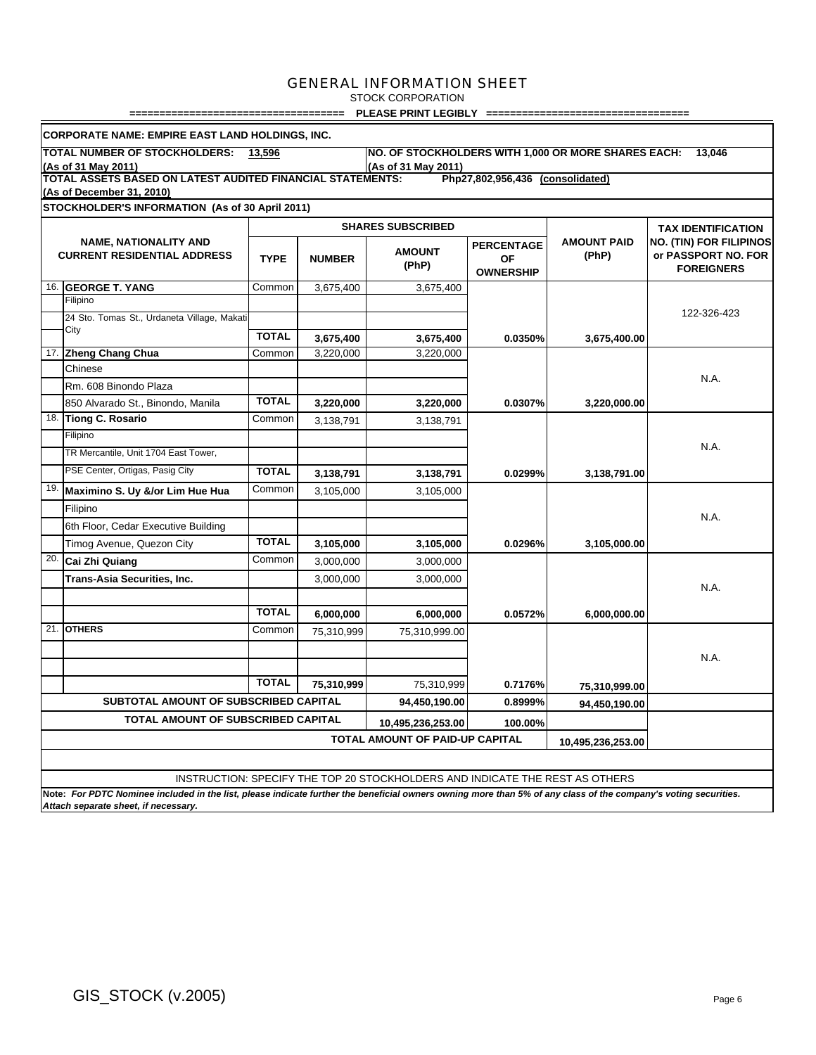# GENERAL INFORMATION SHEET

STOCK CORPORATION

=================================== PLEASE PRINT LEGIBLY =================================

**CORPORATE NAME: EMPIRE EAST LAND HOLDINGS, INC.**

**TOTAL NUMBER OF STOCKHOLDERS:** 13,596 **(As of 31 May 2011)**

**NO. OF STOCKHOLDERS WITH 1,000 OR MORE SHARES EACH:** 13,046 **(As of 31 May 2011)**

**TOTAL ASSETS BASED ON LATEST AUDITED FINANCIAL STATEMENTS: (As of December 31, 2010)** Php27,802,956,436 (consolidated)

**STOCKHOLDER'S INFORMATION (As of 30 April 2011)**

| | NAME, NATIONALITY AND CURRENT RESIDENTIAL ADDRESS | SHARES SUBSCRIBED | | | | AMOUNT PAID (PhP) | TAX IDENTIFICATION NO. (TIN) FOR FILIPINOS or PASSPORT NO. FOR FOREIGNERS |
|---|---|---|---|---|---|---|---|
| | | TYPE | NUMBER | AMOUNT (PhP) | PERCENTAGE OF OWNERSHIP | | |
| 16. | **GEORGE T. YANG** | Common | 3,675,400 | 3,675,400 | | | 122-326-423 |
| | Filipino | | | | | | |
| | 24 Sto. Tomas St., Urdaneta Village, Makati City | | | | | | |
| | | **TOTAL** | **3,675,400** | **3,675,400** | **0.0350%** | **3,675,400.00** | |
| 17. | **Zheng Chang Chua** | Common | 3,220,000 | 3,220,000 | | | N.A. |
| | Chinese | | | | | | |
| | Rm. 608 Binondo Plaza | | | | | | |
| | 850 Alvarado St., Binondo, Manila | **TOTAL** | **3,220,000** | **3,220,000** | **0.0307%** | **3,220,000.00** | |
| 18. | **Tiong C. Rosario** | Common | 3,138,791 | 3,138,791 | | | N.A. |
| | Filipino | | | | | | |
| | TR Mercantile, Unit 1704 East Tower, | | | | | | |
| | PSE Center, Ortigas, Pasig City | **TOTAL** | **3,138,791** | **3,138,791** | **0.0299%** | **3,138,791.00** | |
| 19. | **Maximino S. Uy &/or Lim Hue Hua** | Common | 3,105,000 | 3,105,000 | | | N.A. |
| | Filipino | | | | | | |
| | 6th Floor, Cedar Executive Building | | | | | | |
| | Timog Avenue, Quezon City | **TOTAL** | **3,105,000** | **3,105,000** | **0.0296%** | **3,105,000.00** | |
| 20. | **Cai Zhi Quiang** | Common | 3,000,000 | 3,000,000 | | | N.A. |
| | **Trans-Asia Securities, Inc.** | | 3,000,000 | 3,000,000 | | | |
| | | | | | | | |
| | | **TOTAL** | **6,000,000** | **6,000,000** | **0.0572%** | **6,000,000.00** | |
| 21. | **OTHERS** | Common | 75,310,999 | 75,310,999.00 | | | N.A. |
| | | | | | | | |
| | | | | | | | |
| | | **TOTAL** | **75,310,999** | 75,310,999 | **0.7176%** | **75,310,999.00** | |
| | **SUBTOTAL AMOUNT OF SUBSCRIBED CAPITAL** | | | **94,450,190.00** | **0.8999%** | **94,450,190.00** | |
| | **TOTAL AMOUNT OF SUBSCRIBED CAPITAL** | | | **10,495,236,253.00** | **100.00%** | | |
| | | | | **TOTAL AMOUNT OF PAID-UP CAPITAL** | | **10,495,236,253.00** | |

INSTRUCTION: SPECIFY THE TOP 20 STOCKHOLDERS AND INDICATE THE REST AS OTHERS

**Note:** ***For PDTC Nominee included in the list, please indicate further the beneficial owners owning more than 5% of any class of the company's voting securities. Attach separate sheet, if necessary.***

GIS_STOCK (v.2005)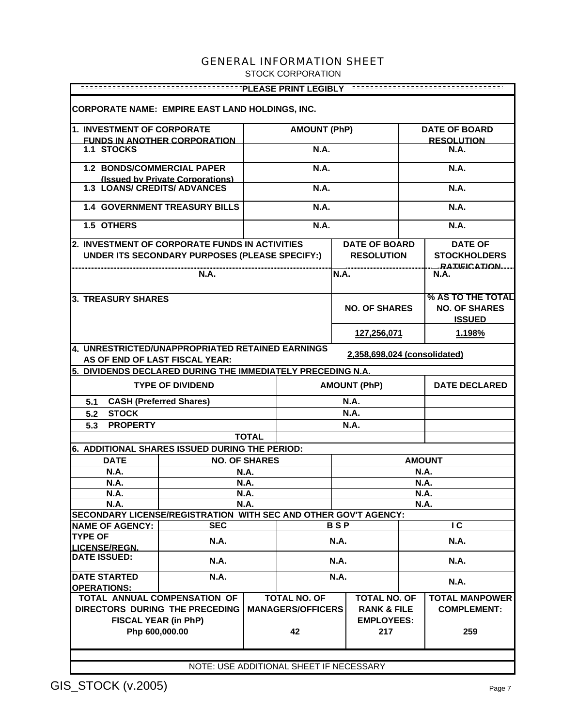# GENERAL INFORMATION SHEET

STOCK CORPORATION

PLEASE PRINT LEGIBLY

**CORPORATE NAME: EMPIRE EAST LAND HOLDINGS, INC.**

| 1. INVESTMENT OF CORPORATE FUNDS IN ANOTHER CORPORATION | AMOUNT (PhP) | DATE OF BOARD RESOLUTION |
|---|---|---|
| 1.1 STOCKS | N.A. | N.A. |
| 1.2 BONDS/COMMERCIAL PAPER (Issued by Private Corporations) | N.A. | N.A. |
| 1.3 LOANS/ CREDITS/ ADVANCES | N.A. | N.A. |
| 1.4 GOVERNMENT TREASURY BILLS | N.A. | N.A. |
| 1.5 OTHERS | N.A. | N.A. |

| 2. INVESTMENT OF CORPORATE FUNDS IN ACTIVITIES UNDER ITS SECONDARY PURPOSES (PLEASE SPECIFY:) | DATE OF BOARD RESOLUTION | DATE OF STOCKHOLDERS RATIFICATION |
|---|---|---|
| N.A. | N.A. | N.A. |

| 3. TREASURY SHARES | NO. OF SHARES | % AS TO THE TOTAL NO. OF SHARES ISSUED |
|---|---|---|
| | 127,256,071 | 1.198% |

**4. UNRESTRICTED/UNAPPROPRIATED RETAINED EARNINGS AS OF END OF LAST FISCAL YEAR:** 2,358,698,024 (consolidated)

**5. DIVIDENDS DECLARED DURING THE IMMEDIATELY PRECEDING N.A.**

| TYPE OF DIVIDEND | AMOUNT (PhP) | DATE DECLARED |
|---|---|---|
| 5.1 CASH (Preferred Shares) | N.A. | |
| 5.2 STOCK | N.A. | |
| 5.3 PROPERTY | N.A. | |
| TOTAL | | |

**6. ADDITIONAL SHARES ISSUED DURING THE PERIOD:**

| DATE | NO. OF SHARES | AMOUNT |
|---|---|---|
| N.A. | N.A. | N.A. |
| N.A. | N.A. | N.A. |
| N.A. | N.A. | N.A. |
| N.A. | N.A. | N.A. |

**SECONDARY LICENSE/REGISTRATION WITH SEC AND OTHER GOV'T AGENCY:**

| NAME OF AGENCY: | SEC | B S P | I C |
|---|---|---|---|
| TYPE OF LICENSE/REGN. | N.A. | N.A. | N.A. |
| DATE ISSUED: | N.A. | N.A. | N.A. |
| DATE STARTED OPERATIONS: | N.A. | N.A. | N.A. |

| TOTAL ANNUAL COMPENSATION OF DIRECTORS DURING THE PRECEDING FISCAL YEAR (in PhP) | TOTAL NO. OF MANAGERS/OFFICERS | TOTAL NO. OF RANK & FILE EMPLOYEES: | TOTAL MANPOWER COMPLEMENT: |
|---|---|---|---|
| Php 600,000.00 | 42 | 217 | 259 |

NOTE: USE ADDITIONAL SHEET IF NECESSARY

GIS_STOCK (v.2005)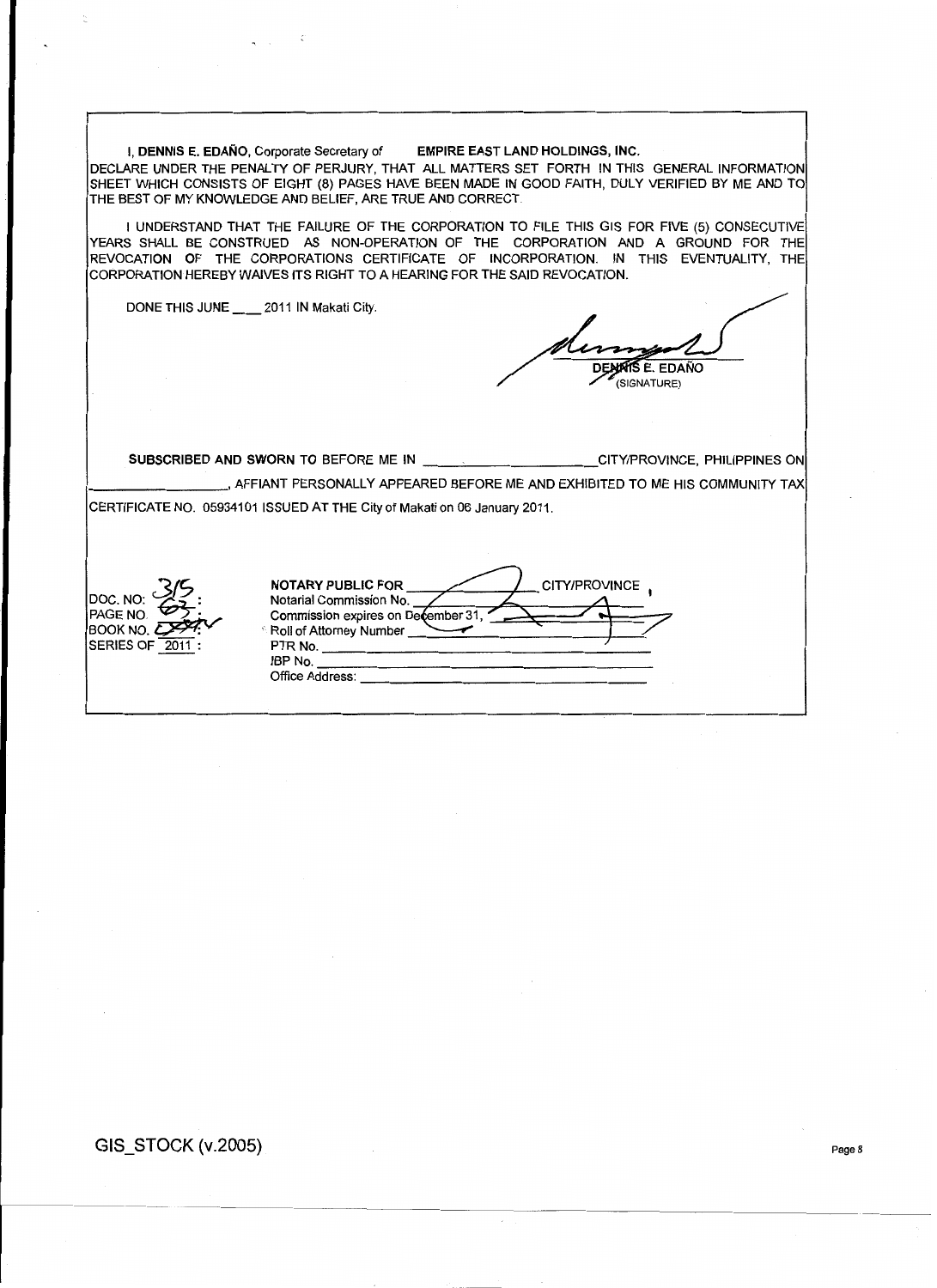I, **DENNIS E. EDAÑO**, Corporate Secretary of **EMPIRE EAST LAND HOLDINGS, INC.**
DECLARE UNDER THE PENALTY OF PERJURY, THAT ALL MATTERS SET FORTH IN THIS GENERAL INFORMATION SHEET WHICH CONSISTS OF EIGHT (8) PAGES HAVE BEEN MADE IN GOOD FAITH, DULY VERIFIED BY ME AND TO THE BEST OF MY KNOWLEDGE AND BELIEF, ARE TRUE AND CORRECT.

I UNDERSTAND THAT THE FAILURE OF THE CORPORATION TO FILE THIS GIS FOR FIVE (5) CONSECUTIVE YEARS SHALL BE CONSTRUED AS NON-OPERATION OF THE CORPORATION AND A GROUND FOR THE REVOCATION OF THE CORPORATIONS CERTIFICATE OF INCORPORATION. IN THIS EVENTUALITY, THE CORPORATION HEREBY WAIVES ITS RIGHT TO A HEARING FOR THE SAID REVOCATION.

DONE THIS JUNE \_\_\_\_ 2011 IN Makati City.

DENNIS E. EDAÑO
(SIGNATURE)

**SUBSCRIBED AND SWORN** TO BEFORE ME IN \_\_\_\_\_\_\_\_\_\_\_\_\_\_\_\_\_\_\_\_ CITY/PROVINCE, PHILIPPINES ON \_\_\_\_\_\_\_\_\_\_\_\_\_\_\_\_, AFFIANT PERSONALLY APPEARED BEFORE ME AND EXHIBITED TO ME HIS COMMUNITY TAX CERTIFICATE NO. 05934101 ISSUED AT THE City of Makati on 06 January 2011.

DOC. NO: 315 :
PAGE NO. 63 :
BOOK NO. LXXV :
SERIES OF 2011 :

**NOTARY PUBLIC FOR** \_\_\_\_\_\_\_\_\_\_\_\_ CITY/PROVINCE ,
Notarial Commission No. \_\_\_\_\_\_\_\_\_\_\_\_
Commission expires on December 31, \_\_\_\_\_\_\_\_
Roll of Attorney Number \_\_\_\_\_\_\_\_\_\_\_\_
PTR No. \_\_\_\_\_\_\_\_\_\_\_\_
IBP No. \_\_\_\_\_\_\_\_\_\_\_\_
Office Address: \_\_\_\_\_\_\_\_\_\_\_\_

GIS_STOCK (v.2005)